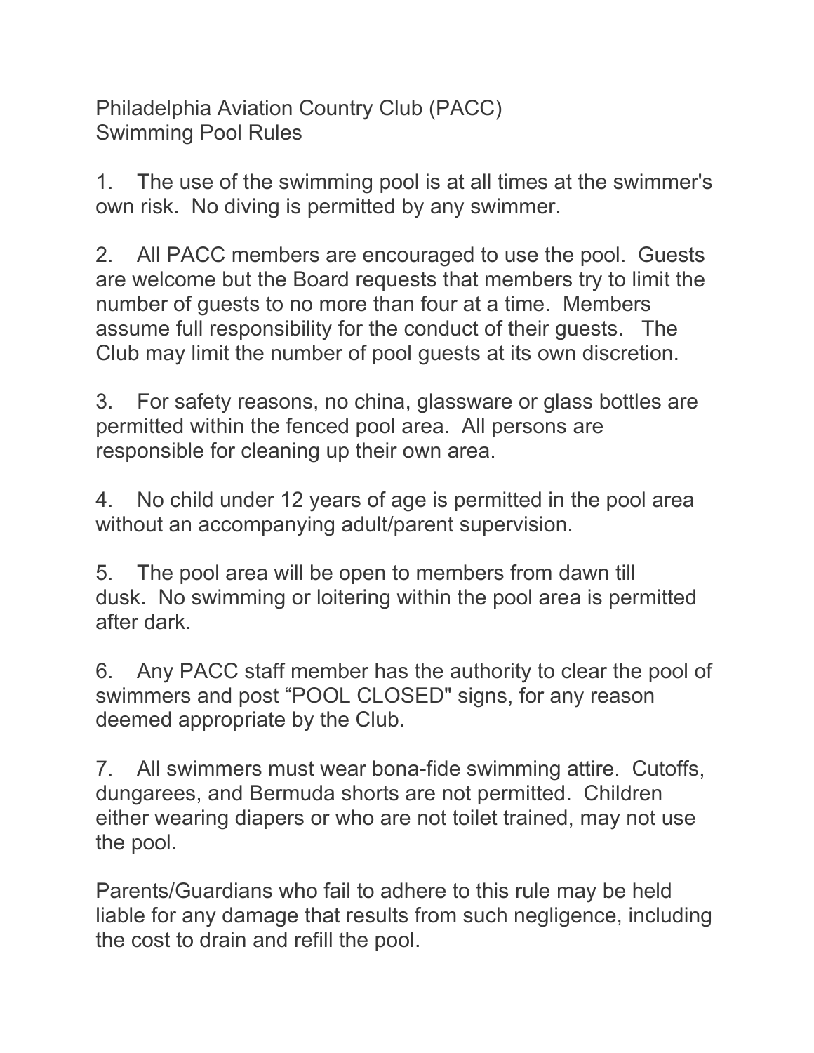# Philadelphia Aviation Country Club (PACC)
## Swimming Pool Rules

1. The use of the swimming pool is at all times at the swimmer's own risk. No diving is permitted by any swimmer.

2. All PACC members are encouraged to use the pool. Guests are welcome but the Board requests that members try to limit the number of guests to no more than four at a time. Members assume full responsibility for the conduct of their guests. The Club may limit the number of pool guests at its own discretion.

3. For safety reasons, no china, glassware or glass bottles are permitted within the fenced pool area. All persons are responsible for cleaning up their own area.

4. No child under 12 years of age is permitted in the pool area without an accompanying adult/parent supervision.

5. The pool area will be open to members from dawn till dusk. No swimming or loitering within the pool area is permitted after dark.

6. Any PACC staff member has the authority to clear the pool of swimmers and post “POOL CLOSED" signs, for any reason deemed appropriate by the Club.

7. All swimmers must wear bona-fide swimming attire. Cutoffs, dungarees, and Bermuda shorts are not permitted. Children either wearing diapers or who are not toilet trained, may not use the pool.

Parents/Guardians who fail to adhere to this rule may be held liable for any damage that results from such negligence, including the cost to drain and refill the pool.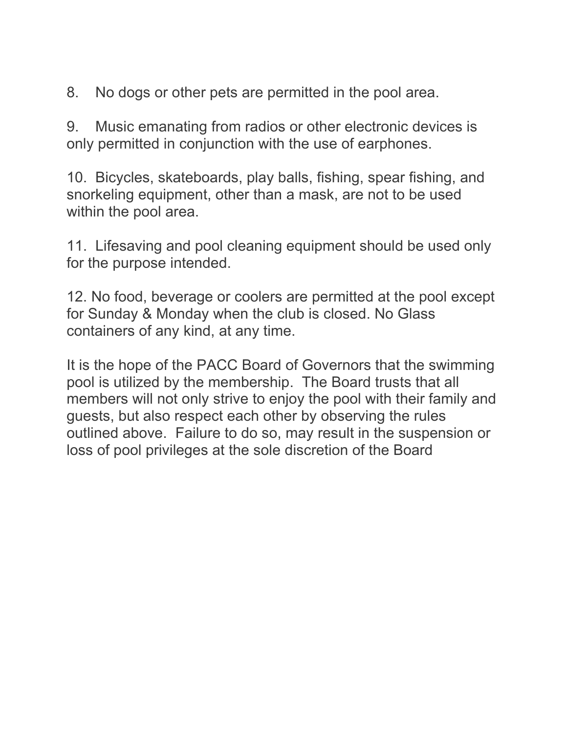8. No dogs or other pets are permitted in the pool area.

9. Music emanating from radios or other electronic devices is only permitted in conjunction with the use of earphones.

10. Bicycles, skateboards, play balls, fishing, spear fishing, and snorkeling equipment, other than a mask, are not to be used within the pool area.

11. Lifesaving and pool cleaning equipment should be used only for the purpose intended.

12. No food, beverage or coolers are permitted at the pool except for Sunday & Monday when the club is closed. No Glass containers of any kind, at any time.

It is the hope of the PACC Board of Governors that the swimming pool is utilized by the membership. The Board trusts that all members will not only strive to enjoy the pool with their family and guests, but also respect each other by observing the rules outlined above. Failure to do so, may result in the suspension or loss of pool privileges at the sole discretion of the Board